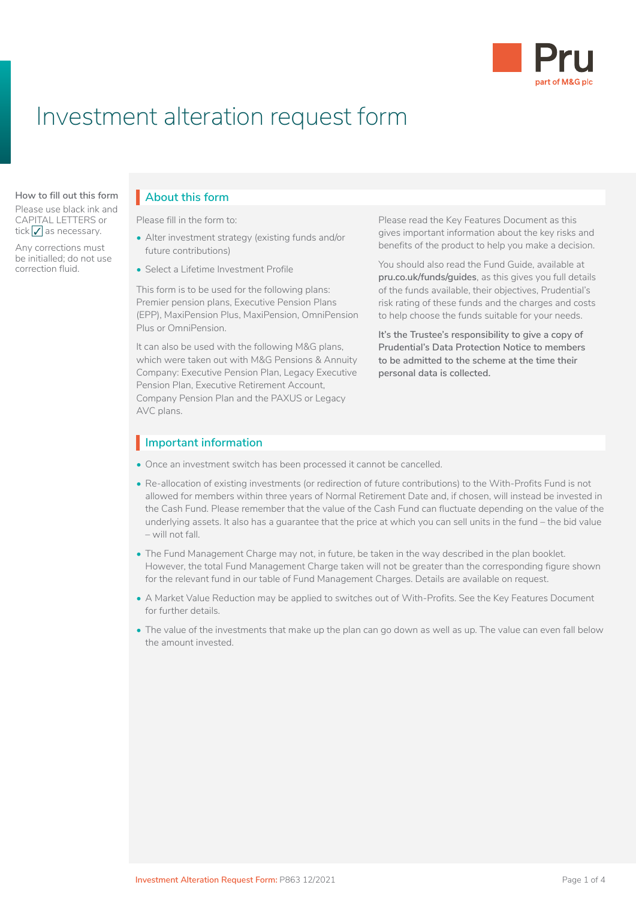# Investment alteration request form

**How to fill out this form**

Please use black ink and CAPITAL LETTERS or tick ☑ as necessary.

Any corrections must be initialled; do not use correction fluid.

## About this form

Please fill in the form to:

- Alter investment strategy (existing funds and/or future contributions)
- Select a Lifetime Investment Profile

This form is to be used for the following plans: Premier pension plans, Executive Pension Plans (EPP), MaxiPension Plus, MaxiPension, OmniPension Plus or OmniPension.

It can also be used with the following M&G plans, which were taken out with M&G Pensions & Annuity Company: Executive Pension Plan, Legacy Executive Pension Plan, Executive Retirement Account, Company Pension Plan and the PAXUS or Legacy AVC plans.

Please read the Key Features Document as this gives important information about the key risks and benefits of the product to help you make a decision.

You should also read the Fund Guide, available at **pru.co.uk/funds/guides**, as this gives you full details of the funds available, their objectives, Prudential's risk rating of these funds and the charges and costs to help choose the funds suitable for your needs.

**It's the Trustee's responsibility to give a copy of Prudential's Data Protection Notice to members to be admitted to the scheme at the time their personal data is collected.**

## Important information

- Once an investment switch has been processed it cannot be cancelled.
- Re-allocation of existing investments (or redirection of future contributions) to the With-Profits Fund is not allowed for members within three years of Normal Retirement Date and, if chosen, will instead be invested in the Cash Fund. Please remember that the value of the Cash Fund can fluctuate depending on the value of the underlying assets. It also has a guarantee that the price at which you can sell units in the fund – the bid value – will not fall.
- The Fund Management Charge may not, in future, be taken in the way described in the plan booklet. However, the total Fund Management Charge taken will not be greater than the corresponding figure shown for the relevant fund in our table of Fund Management Charges. Details are available on request.
- A Market Value Reduction may be applied to switches out of With-Profits. See the Key Features Document for further details.
- The value of the investments that make up the plan can go down as well as up. The value can even fall below the amount invested.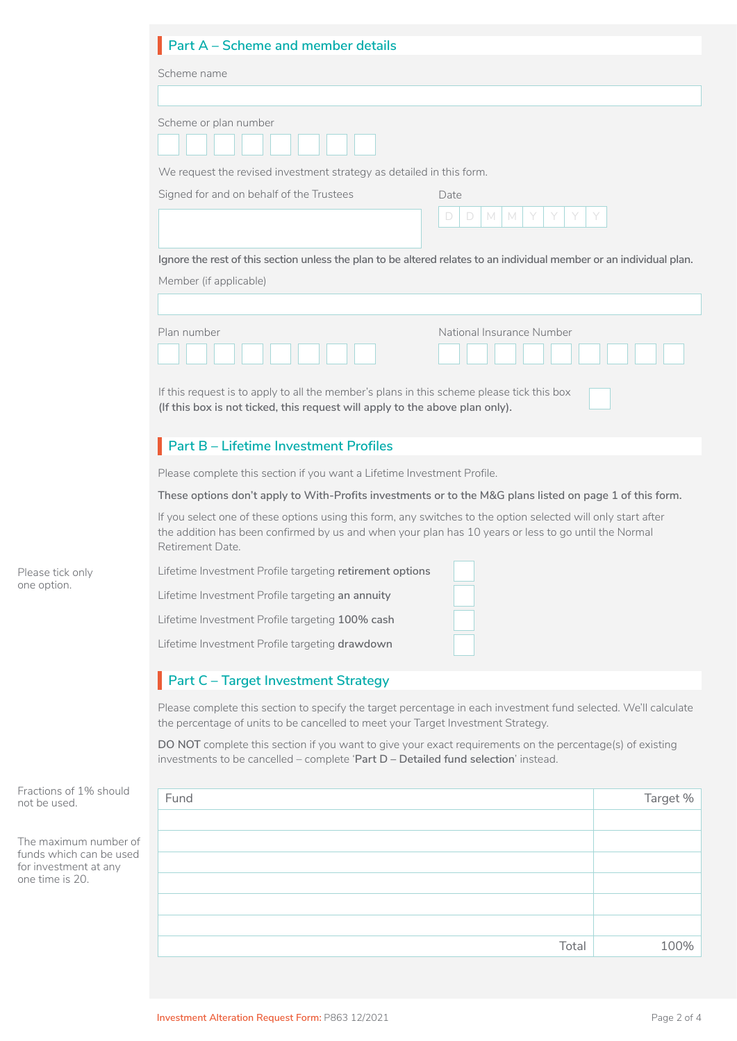## Part A – Scheme and member details

Scheme name

Scheme or plan number

We request the revised investment strategy as detailed in this form.

Signed for and on behalf of the Trustees

Date

D D M M Y Y Y Y

**Ignore the rest of this section unless the plan to be altered relates to an individual member or an individual plan.**

Member (if applicable)

Plan number

National Insurance Number

If this request is to apply to all the member's plans in this scheme please tick this box **(If this box is not ticked, this request will apply to the above plan only).**

## Part B – Lifetime Investment Profiles

Please complete this section if you want a Lifetime Investment Profile.

**These options don't apply to With-Profits investments or to the M&G plans listed on page 1 of this form.**

If you select one of these options using this form, any switches to the option selected will only start after the addition has been confirmed by us and when your plan has 10 years or less to go until the Normal Retirement Date.

Please tick only one option.

- Lifetime Investment Profile targeting **retirement options**
- Lifetime Investment Profile targeting **an annuity**
- Lifetime Investment Profile targeting **100% cash**
- Lifetime Investment Profile targeting **drawdown**

## Part C – Target Investment Strategy

Please complete this section to specify the target percentage in each investment fund selected. We'll calculate the percentage of units to be cancelled to meet your Target Investment Strategy.

**DO NOT** complete this section if you want to give your exact requirements on the percentage(s) of existing investments to be cancelled – complete '**Part D – Detailed fund selection**' instead.

Fractions of 1% should not be used.

The maximum number of funds which can be used for investment at any one time is 20.

| Fund | Target % |
|---|---|
| | |
| | |
| | |
| | |
| | |
| | |
| Total | 100% |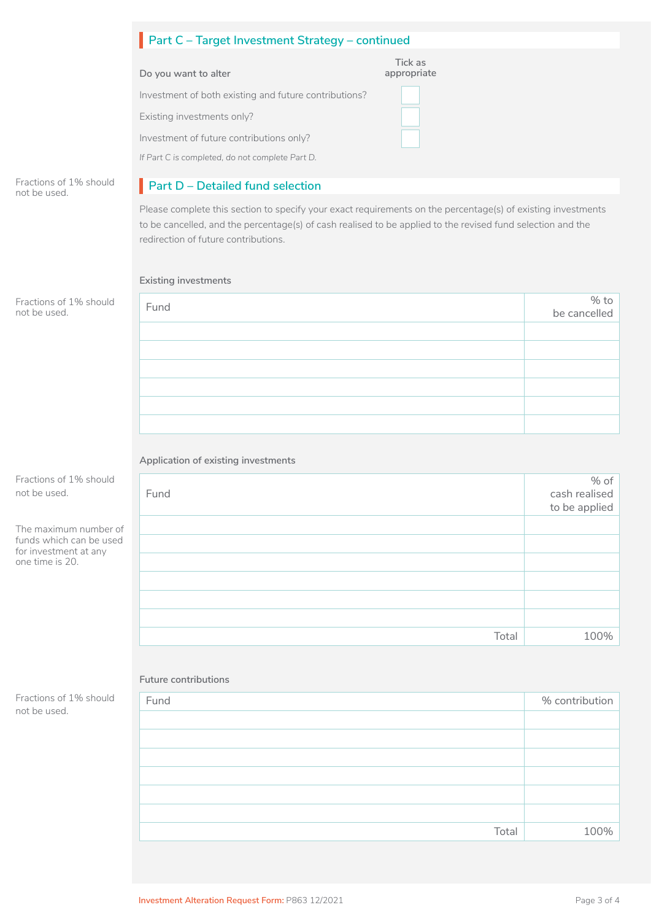## Part C – Target Investment Strategy – continued

| Do you want to alter | Tick as appropriate |
| --- | --- |
| Investment of both existing and future contributions? | |
| Existing investments only? | |
| Investment of future contributions only? | |

*If Part C is completed, do not complete Part D.*

Fractions of 1% should not be used.

## Part D – Detailed fund selection

Please complete this section to specify your exact requirements on the percentage(s) of existing investments to be cancelled, and the percentage(s) of cash realised to be applied to the revised fund selection and the redirection of future contributions.

**Existing investments**

Fractions of 1% should not be used.

| Fund | % to be cancelled |
| --- | --- |
| | |
| | |
| | |
| | |
| | |
| | |

**Application of existing investments**

Fractions of 1% should not be used.

The maximum number of funds which can be used for investment at any one time is 20.

| Fund | % of cash realised to be applied |
| --- | --- |
| | |
| | |
| | |
| | |
| | |
| | |
| Total | 100% |

**Future contributions**

Fractions of 1% should not be used.

| Fund | % contribution |
| --- | --- |
| | |
| | |
| | |
| | |
| | |
| | |
| Total | 100% |

Investment Alteration Request Form: P863 12/2021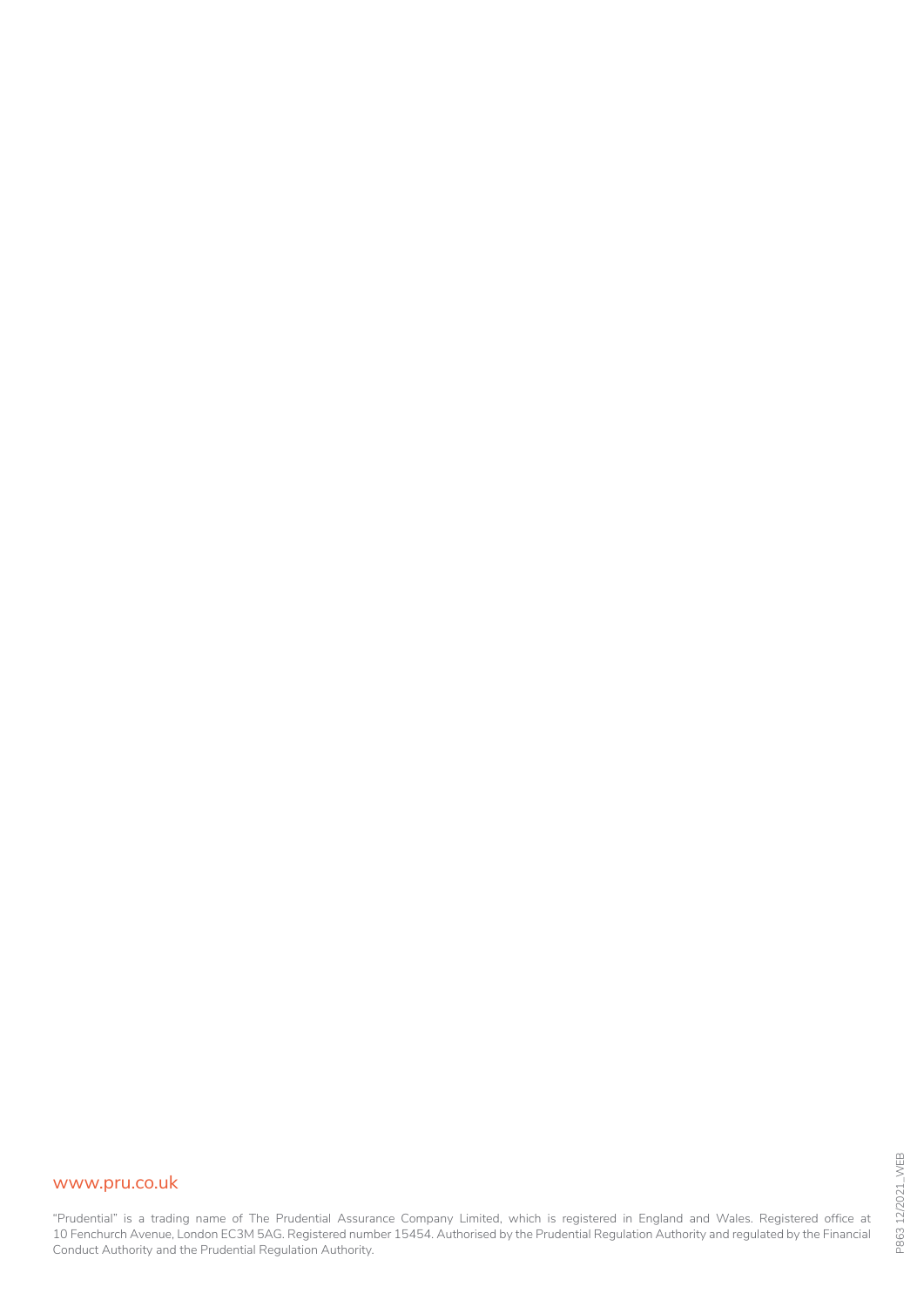www.pru.co.uk

"Prudential" is a trading name of The Prudential Assurance Company Limited, which is registered in England and Wales. Registered office at 10 Fenchurch Avenue, London EC3M 5AG. Registered number 15454. Authorised by the Prudential Regulation Authority and regulated by the Financial Conduct Authority and the Prudential Regulation Authority.

P863 12/2021_WEB